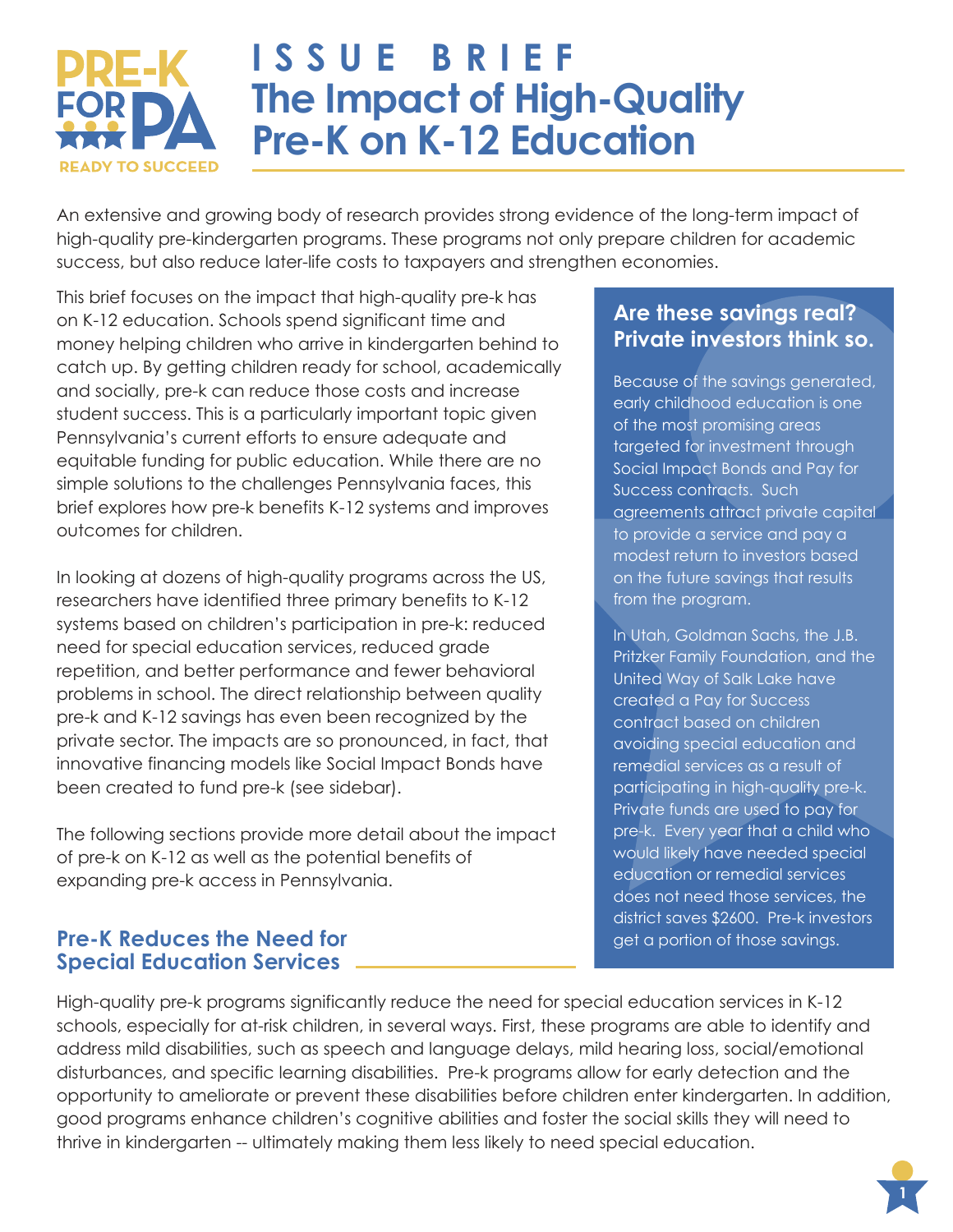PRE-K FOR PA

READY TO SUCCEED

# ISSUE BRIEF
# The Impact of High-Quality Pre-K on K-12 Education

An extensive and growing body of research provides strong evidence of the long-term impact of high-quality pre-kindergarten programs. These programs not only prepare children for academic success, but also reduce later-life costs to taxpayers and strengthen economies.

This brief focuses on the impact that high-quality pre-k has on K-12 education. Schools spend significant time and money helping children who arrive in kindergarten behind to catch up. By getting children ready for school, academically and socially, pre-k can reduce those costs and increase student success. This is a particularly important topic given Pennsylvania's current efforts to ensure adequate and equitable funding for public education. While there are no simple solutions to the challenges Pennsylvania faces, this brief explores how pre-k benefits K-12 systems and improves outcomes for children.

In looking at dozens of high-quality programs across the US, researchers have identified three primary benefits to K-12 systems based on children's participation in pre-k: reduced need for special education services, reduced grade repetition, and better performance and fewer behavioral problems in school. The direct relationship between quality pre-k and K-12 savings has even been recognized by the private sector. The impacts are so pronounced, in fact, that innovative financing models like Social Impact Bonds have been created to fund pre-k (see sidebar).

The following sections provide more detail about the impact of pre-k on K-12 as well as the potential benefits of expanding pre-k access in Pennsylvania.

### Are these savings real? Private investors think so.

Because of the savings generated, early childhood education is one of the most promising areas targeted for investment through Social Impact Bonds and Pay for Success contracts. Such agreements attract private capital to provide a service and pay a modest return to investors based on the future savings that results from the program.

In Utah, Goldman Sachs, the J.B. Pritzker Family Foundation, and the United Way of Salk Lake have created a Pay for Success contract based on children avoiding special education and remedial services as a result of participating in high-quality pre-k. Private funds are used to pay for pre-k. Every year that a child who would likely have needed special education or remedial services does not need those services, the district saves $2600. Pre-k investors get a portion of those savings.

## Pre-K Reduces the Need for Special Education Services

High-quality pre-k programs significantly reduce the need for special education services in K-12 schools, especially for at-risk children, in several ways. First, these programs are able to identify and address mild disabilities, such as speech and language delays, mild hearing loss, social/emotional disturbances, and specific learning disabilities. Pre-k programs allow for early detection and the opportunity to ameliorate or prevent these disabilities before children enter kindergarten. In addition, good programs enhance children's cognitive abilities and foster the social skills they will need to thrive in kindergarten -- ultimately making them less likely to need special education.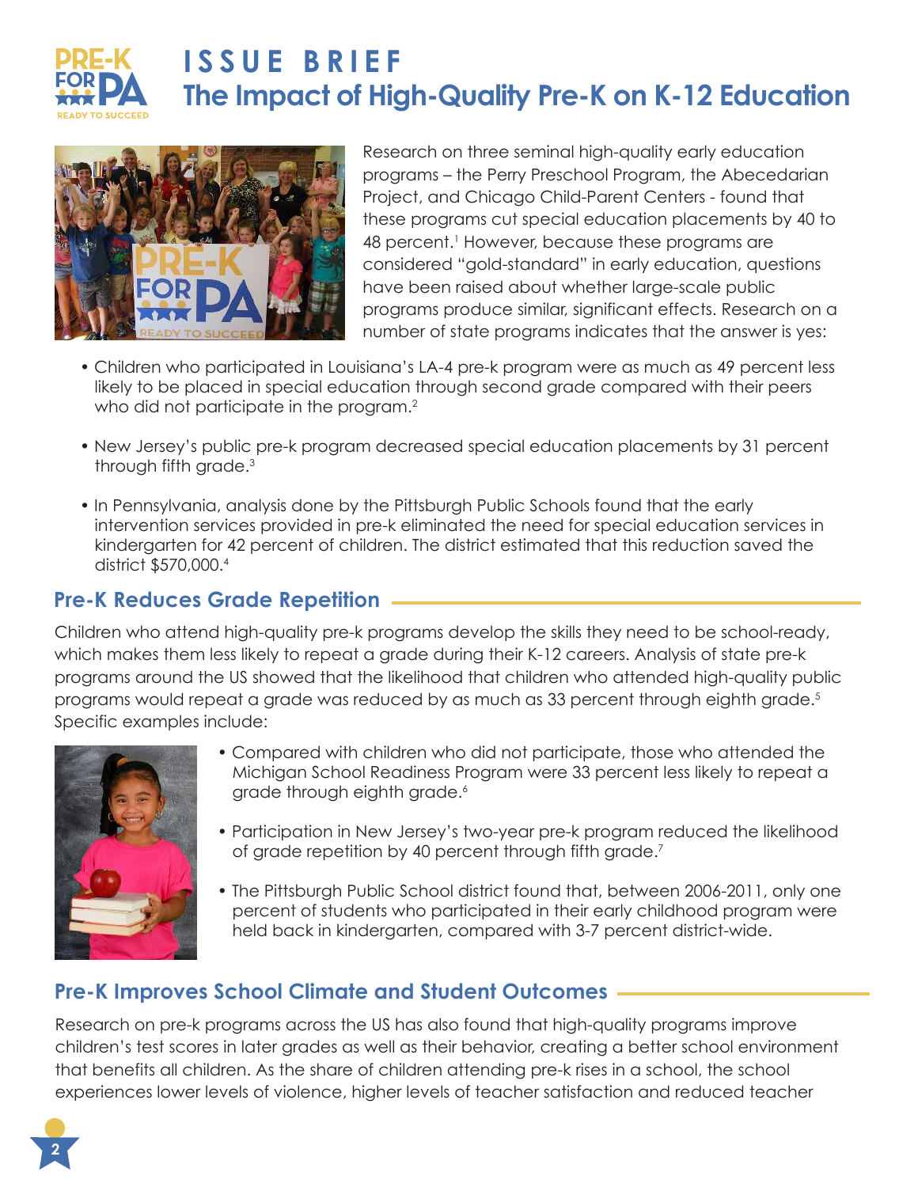# ISSUE BRIEF
## The Impact of High-Quality Pre-K on K-12 Education

Research on three seminal high-quality early education programs – the Perry Preschool Program, the Abecedarian Project, and Chicago Child-Parent Centers - found that these programs cut special education placements by 40 to 48 percent.[1] However, because these programs are considered "gold-standard" in early education, questions have been raised about whether large-scale public programs produce similar, significant effects. Research on a number of state programs indicates that the answer is yes:

- Children who participated in Louisiana's LA-4 pre-k program were as much as 49 percent less likely to be placed in special education through second grade compared with their peers who did not participate in the program.[2]
- New Jersey's public pre-k program decreased special education placements by 31 percent through fifth grade.[3]
- In Pennsylvania, analysis done by the Pittsburgh Public Schools found that the early intervention services provided in pre-k eliminated the need for special education services in kindergarten for 42 percent of children. The district estimated that this reduction saved the district $570,000.[4]

## Pre-K Reduces Grade Repetition

Children who attend high-quality pre-k programs develop the skills they need to be school-ready, which makes them less likely to repeat a grade during their K-12 careers. Analysis of state pre-k programs around the US showed that the likelihood that children who attended high-quality public programs would repeat a grade was reduced by as much as 33 percent through eighth grade.[5] Specific examples include:

- Compared with children who did not participate, those who attended the Michigan School Readiness Program were 33 percent less likely to repeat a grade through eighth grade.[6]
- Participation in New Jersey's two-year pre-k program reduced the likelihood of grade repetition by 40 percent through fifth grade.[7]
- The Pittsburgh Public School district found that, between 2006-2011, only one percent of students who participated in their early childhood program were held back in kindergarten, compared with 3-7 percent district-wide.

## Pre-K Improves School Climate and Student Outcomes

Research on pre-k programs across the US has also found that high-quality programs improve children's test scores in later grades as well as their behavior, creating a better school environment that benefits all children. As the share of children attending pre-k rises in a school, the school experiences lower levels of violence, higher levels of teacher satisfaction and reduced teacher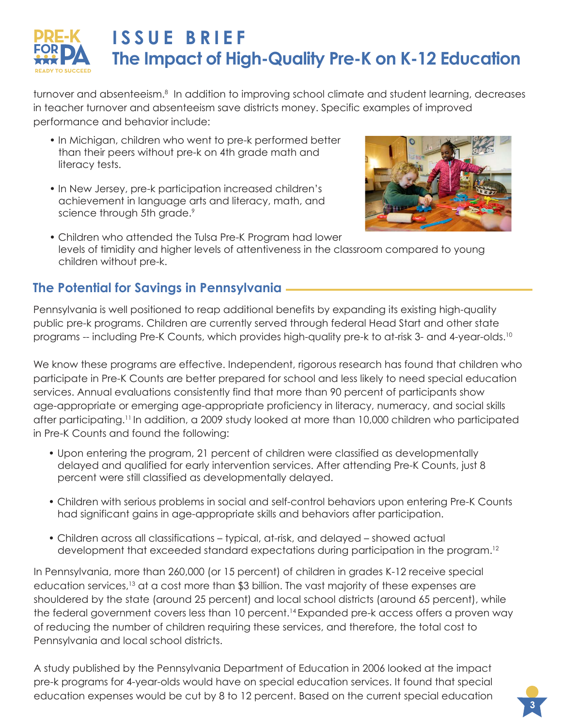turnover and absenteeism.[8] In addition to improving school climate and student learning, decreases in teacher turnover and absenteeism save districts money. Specific examples of improved performance and behavior include:

- In Michigan, children who went to pre-k performed better than their peers without pre-k on 4th grade math and literacy tests.
- In New Jersey, pre-k participation increased children's achievement in language arts and literacy, math, and science through 5th grade.[9]
- Children who attended the Tulsa Pre-K Program had lower levels of timidity and higher levels of attentiveness in the classroom compared to young children without pre-k.

## The Potential for Savings in Pennsylvania

Pennsylvania is well positioned to reap additional benefits by expanding its existing high-quality public pre-k programs. Children are currently served through federal Head Start and other state programs -- including Pre-K Counts, which provides high-quality pre-k to at-risk 3- and 4-year-olds.[10]

We know these programs are effective. Independent, rigorous research has found that children who participate in Pre-K Counts are better prepared for school and less likely to need special education services. Annual evaluations consistently find that more than 90 percent of participants show age-appropriate or emerging age-appropriate proficiency in literacy, numeracy, and social skills after participating.[11] In addition, a 2009 study looked at more than 10,000 children who participated in Pre-K Counts and found the following:

- Upon entering the program, 21 percent of children were classified as developmentally delayed and qualified for early intervention services. After attending Pre-K Counts, just 8 percent were still classified as developmentally delayed.
- Children with serious problems in social and self-control behaviors upon entering Pre-K Counts had significant gains in age-appropriate skills and behaviors after participation.
- Children across all classifications – typical, at-risk, and delayed – showed actual development that exceeded standard expectations during participation in the program.[12]

In Pennsylvania, more than 260,000 (or 15 percent) of children in grades K-12 receive special education services,[13] at a cost more than $3 billion. The vast majority of these expenses are shouldered by the state (around 25 percent) and local school districts (around 65 percent), while the federal government covers less than 10 percent.[14] Expanded pre-k access offers a proven way of reducing the number of children requiring these services, and therefore, the total cost to Pennsylvania and local school districts.

A study published by the Pennsylvania Department of Education in 2006 looked at the impact pre-k programs for 4-year-olds would have on special education services. It found that special education expenses would be cut by 8 to 12 percent. Based on the current special education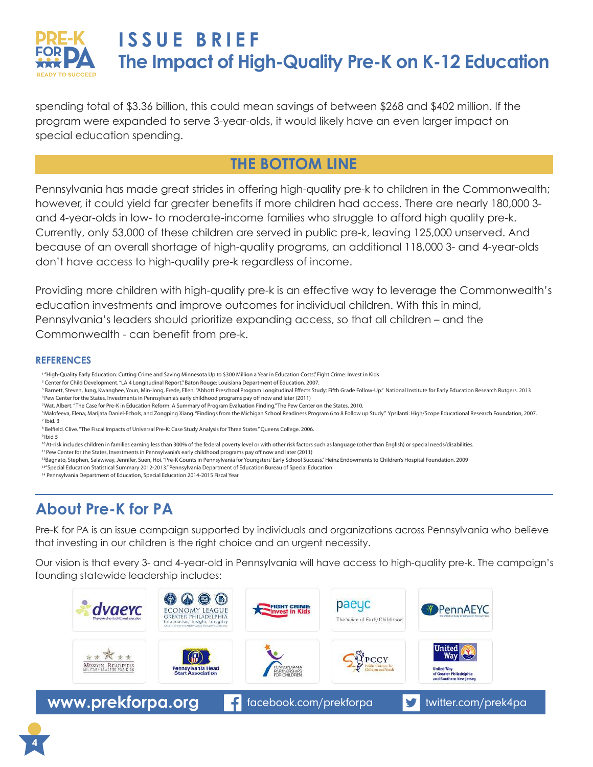spending total of $3.36 billion, this could mean savings of between $268 and $402 million. If the program were expanded to serve 3-year-olds, it would likely have an even larger impact on special education spending.

## THE BOTTOM LINE

Pennsylvania has made great strides in offering high-quality pre-k to children in the Commonwealth; however, it could yield far greater benefits if more children had access. There are nearly 180,000 3- and 4-year-olds in low- to moderate-income families who struggle to afford high quality pre-k. Currently, only 53,000 of these children are served in public pre-k, leaving 125,000 unserved. And because of an overall shortage of high-quality programs, an additional 118,000 3- and 4-year-olds don't have access to high-quality pre-k regardless of income.

Providing more children with high-quality pre-k is an effective way to leverage the Commonwealth's education investments and improve outcomes for individual children. With this in mind, Pennsylvania's leaders should prioritize expanding access, so that all children – and the Commonwealth - can benefit from pre-k.

### REFERENCES

[1] "High-Quality Early Education: Cutting Crime and Saving Minnesota Up to $300 Million a Year in Education Costs," Fight Crime: Invest in Kids

[2] Center for Child Development. "LA 4 Longitudinal Report." Baton Rouge: Louisiana Department of Education. 2007.

[3] Barnett, Steven, Jung, Kwanghee, Youn, Min-Jong, Frede, Ellen. "Abbott Preschool Program Longitudinal Effects Study: Fifth Grade Follow-Up." National Institute for Early Education Research Rutgers. 2013

[4] Pew Center for the States, Investments in Pennsylvania's early childhood programs pay off now and later (2011)

[5] Wat, Albert. "The Case for Pre-K in Education Reform: A Summary of Program Evaluation Finding." The Pew Center on the States. 2010.

[6] Malofeeva, Elena, Marijata Daniel-Echols, and Zongping Xiang. "Findings from the Michigan School Readiness Program 6 to 8 Follow up Study." Ypsilanti: High/Scope Educational Research Foundation, 2007.

[7] Ibid. 3

[8] Belfield. Clive. "The Fiscal Impacts of Universal Pre-K: Case Study Analysis for Three States." Queens College. 2006.

[9] Ibid 5

[10] At-risk includes children in families earning less than 300% of the federal poverty level or with other risk factors such as language (other than English) or special needs/disabilities.

[11] Pew Center for the States, Investments in Pennsylvania's early childhood programs pay off now and later (2011)

[12] Bagnato, Stephen, Salaway, Jennifer, Suen, Hoi. "Pre-K Counts in Pennsylvania for Youngsters' Early School Success." Heinz Endowments to Children's Hospital Foundation. 2009

[13] "Special Education Statistical Summary 2012-2013." Pennsylvania Department of Education Bureau of Special Education

[14] Pennsylvania Department of Education, Special Education 2014-2015 Fiscal Year

## About Pre-K for PA

Pre-K for PA is an issue campaign supported by individuals and organizations across Pennsylvania who believe that investing in our children is the right choice and an urgent necessity.

Our vision is that every 3- and 4-year-old in Pennsylvania will have access to high-quality pre-k. The campaign's founding statewide leadership includes:

dvaeyc · Economy League of Greater Philadelphia · Fight Crime: Invest in Kids · paeyc · PennAEYC · Mission: Readiness · Pennsylvania Head Start Association · Pennsylvania Partnerships for Children · PCCY · United Way of Greater Philadelphia and Southern New Jersey

www.prekforpa.org | facebook.com/prekforpa | twitter.com/prek4pa